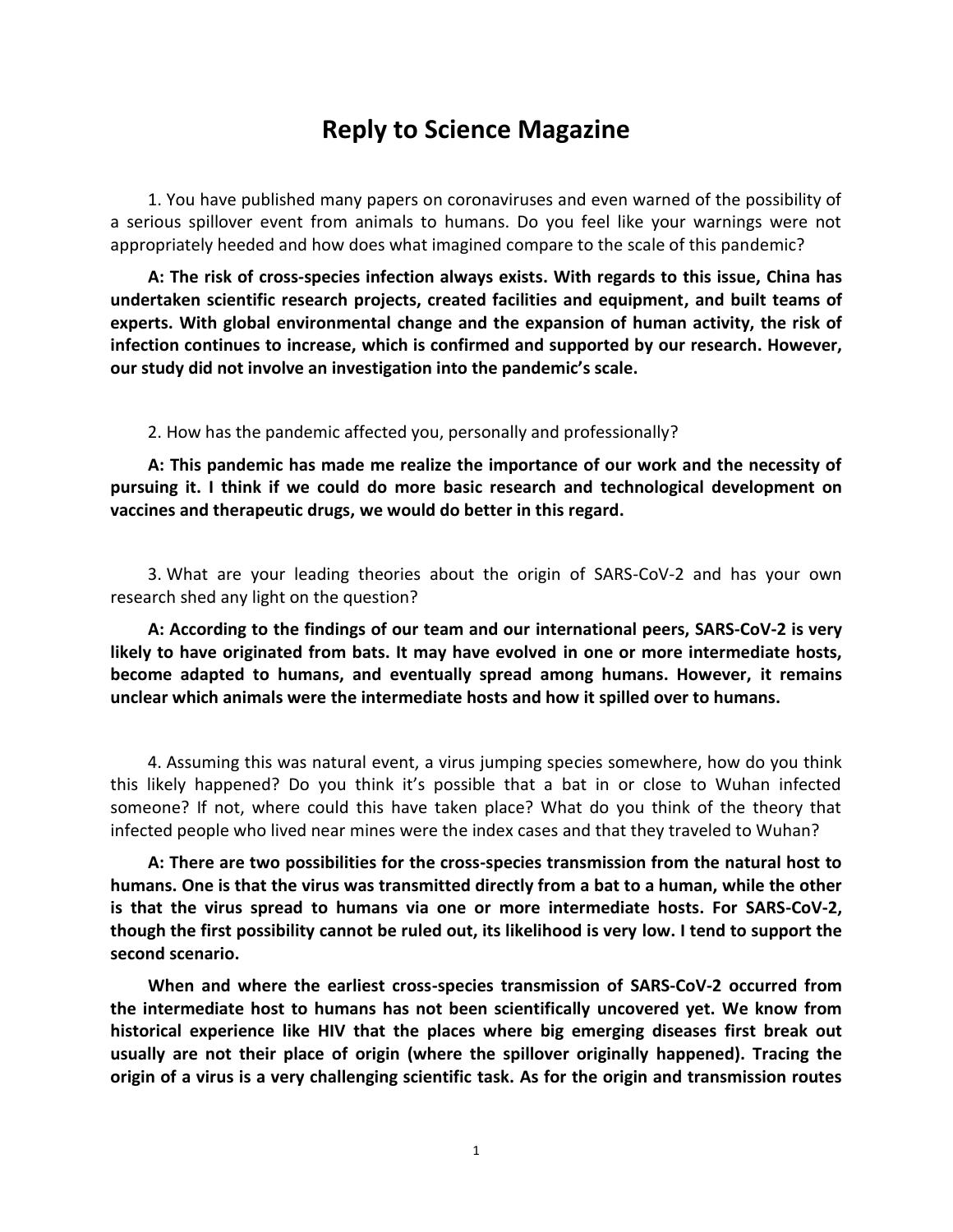# Reply to Science Magazine

1. You have published many papers on coronaviruses and even warned of the possibility of a serious spillover event from animals to humans. Do you feel like your warnings were not appropriately heeded and how does what imagined compare to the scale of this pandemic?

**A: The risk of cross-species infection always exists. With regards to this issue, China has undertaken scientific research projects, created facilities and equipment, and built teams of experts. With global environmental change and the expansion of human activity, the risk of infection continues to increase, which is confirmed and supported by our research. However, our study did not involve an investigation into the pandemic's scale.**

2. How has the pandemic affected you, personally and professionally?

**A: This pandemic has made me realize the importance of our work and the necessity of pursuing it. I think if we could do more basic research and technological development on vaccines and therapeutic drugs, we would do better in this regard.**

3. What are your leading theories about the origin of SARS-CoV-2 and has your own research shed any light on the question?

**A: According to the findings of our team and our international peers, SARS-CoV-2 is very likely to have originated from bats. It may have evolved in one or more intermediate hosts, become adapted to humans, and eventually spread among humans. However, it remains unclear which animals were the intermediate hosts and how it spilled over to humans.**

4. Assuming this was natural event, a virus jumping species somewhere, how do you think this likely happened? Do you think it's possible that a bat in or close to Wuhan infected someone? If not, where could this have taken place? What do you think of the theory that infected people who lived near mines were the index cases and that they traveled to Wuhan?

**A: There are two possibilities for the cross-species transmission from the natural host to humans. One is that the virus was transmitted directly from a bat to a human, while the other is that the virus spread to humans via one or more intermediate hosts. For SARS-CoV-2, though the first possibility cannot be ruled out, its likelihood is very low. I tend to support the second scenario.**

**When and where the earliest cross-species transmission of SARS-CoV-2 occurred from the intermediate host to humans has not been scientifically uncovered yet. We know from historical experience like HIV that the places where big emerging diseases first break out usually are not their place of origin (where the spillover originally happened). Tracing the origin of a virus is a very challenging scientific task. As for the origin and transmission routes**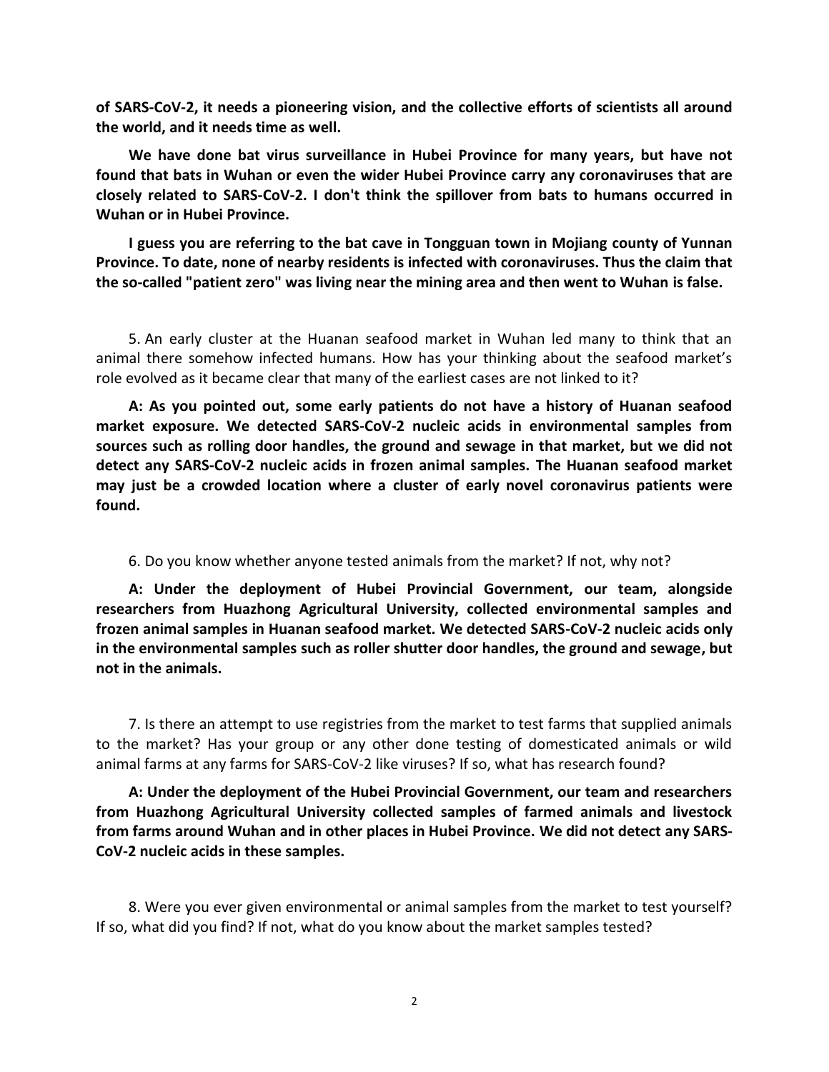**of SARS-CoV-2, it needs a pioneering vision, and the collective efforts of scientists all around the world, and it needs time as well.**

**We have done bat virus surveillance in Hubei Province for many years, but have not found that bats in Wuhan or even the wider Hubei Province carry any coronaviruses that are closely related to SARS-CoV-2. I don't think the spillover from bats to humans occurred in Wuhan or in Hubei Province.**

**I guess you are referring to the bat cave in Tongguan town in Mojiang county of Yunnan Province. To date, none of nearby residents is infected with coronaviruses. Thus the claim that the so-called "patient zero" was living near the mining area and then went to Wuhan is false.**

5. An early cluster at the Huanan seafood market in Wuhan led many to think that an animal there somehow infected humans. How has your thinking about the seafood market's role evolved as it became clear that many of the earliest cases are not linked to it?

**A: As you pointed out, some early patients do not have a history of Huanan seafood market exposure. We detected SARS-CoV-2 nucleic acids in environmental samples from sources such as rolling door handles, the ground and sewage in that market, but we did not detect any SARS-CoV-2 nucleic acids in frozen animal samples. The Huanan seafood market may just be a crowded location where a cluster of early novel coronavirus patients were found.**

6. Do you know whether anyone tested animals from the market? If not, why not?

**A: Under the deployment of Hubei Provincial Government, our team, alongside researchers from Huazhong Agricultural University, collected environmental samples and frozen animal samples in Huanan seafood market. We detected SARS-CoV-2 nucleic acids only in the environmental samples such as roller shutter door handles, the ground and sewage, but not in the animals.**

7. Is there an attempt to use registries from the market to test farms that supplied animals to the market? Has your group or any other done testing of domesticated animals or wild animal farms at any farms for SARS-CoV-2 like viruses? If so, what has research found?

**A: Under the deployment of the Hubei Provincial Government, our team and researchers from Huazhong Agricultural University collected samples of farmed animals and livestock from farms around Wuhan and in other places in Hubei Province. We did not detect any SARS-CoV-2 nucleic acids in these samples.**

8. Were you ever given environmental or animal samples from the market to test yourself? If so, what did you find? If not, what do you know about the market samples tested?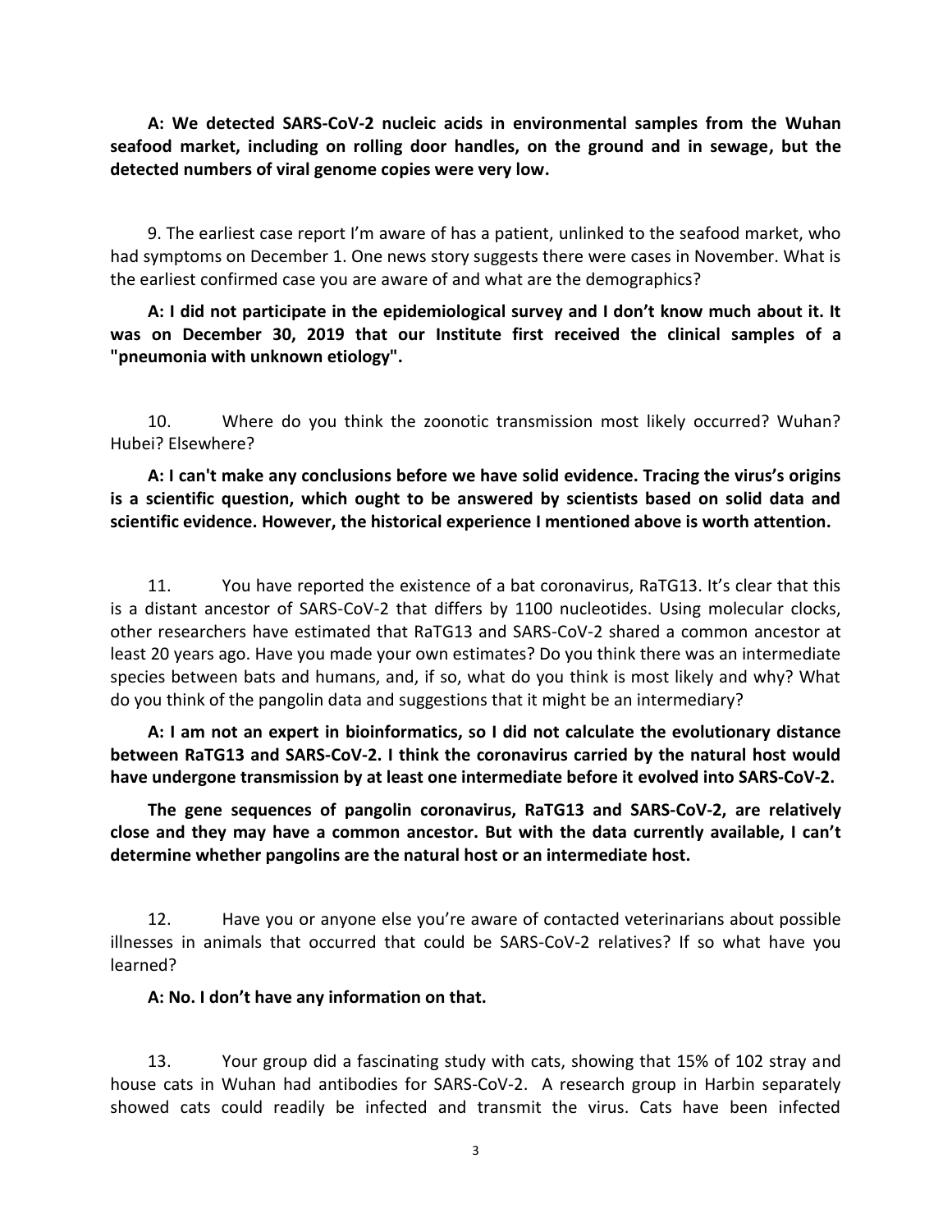**A: We detected SARS-CoV-2 nucleic acids in environmental samples from the Wuhan seafood market, including on rolling door handles, on the ground and in sewage, but the detected numbers of viral genome copies were very low.**

9. The earliest case report I'm aware of has a patient, unlinked to the seafood market, who had symptoms on December 1. One news story suggests there were cases in November. What is the earliest confirmed case you are aware of and what are the demographics?

**A: I did not participate in the epidemiological survey and I don't know much about it. It was on December 30, 2019 that our Institute first received the clinical samples of a "pneumonia with unknown etiology".**

10. Where do you think the zoonotic transmission most likely occurred? Wuhan? Hubei? Elsewhere?

**A: I can't make any conclusions before we have solid evidence. Tracing the virus's origins is a scientific question, which ought to be answered by scientists based on solid data and scientific evidence. However, the historical experience I mentioned above is worth attention.**

11. You have reported the existence of a bat coronavirus, RaTG13. It's clear that this is a distant ancestor of SARS-CoV-2 that differs by 1100 nucleotides. Using molecular clocks, other researchers have estimated that RaTG13 and SARS-CoV-2 shared a common ancestor at least 20 years ago. Have you made your own estimates? Do you think there was an intermediate species between bats and humans, and, if so, what do you think is most likely and why? What do you think of the pangolin data and suggestions that it might be an intermediary?

**A: I am not an expert in bioinformatics, so I did not calculate the evolutionary distance between RaTG13 and SARS-CoV-2. I think the coronavirus carried by the natural host would have undergone transmission by at least one intermediate before it evolved into SARS-CoV-2.**

**The gene sequences of pangolin coronavirus, RaTG13 and SARS-CoV-2, are relatively close and they may have a common ancestor. But with the data currently available, I can't determine whether pangolins are the natural host or an intermediate host.**

12. Have you or anyone else you're aware of contacted veterinarians about possible illnesses in animals that occurred that could be SARS-CoV-2 relatives? If so what have you learned?

**A: No. I don't have any information on that.**

13. Your group did a fascinating study with cats, showing that 15% of 102 stray and house cats in Wuhan had antibodies for SARS-CoV-2. A research group in Harbin separately showed cats could readily be infected and transmit the virus. Cats have been infected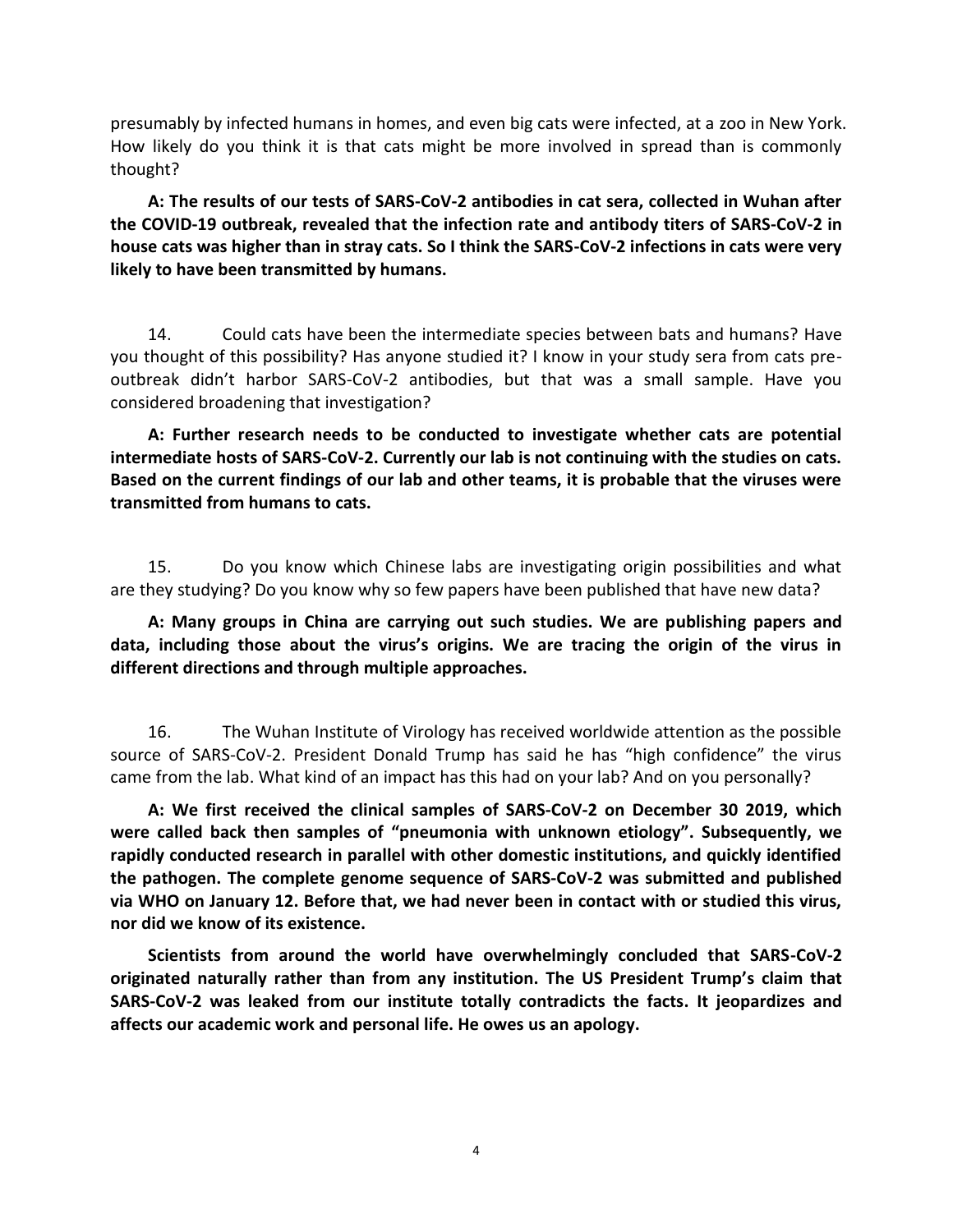presumably by infected humans in homes, and even big cats were infected, at a zoo in New York. How likely do you think it is that cats might be more involved in spread than is commonly thought?

**A: The results of our tests of SARS-CoV-2 antibodies in cat sera, collected in Wuhan after the COVID-19 outbreak, revealed that the infection rate and antibody titers of SARS-CoV-2 in house cats was higher than in stray cats. So I think the SARS-CoV-2 infections in cats were very likely to have been transmitted by humans.**

14. Could cats have been the intermediate species between bats and humans? Have you thought of this possibility? Has anyone studied it? I know in your study sera from cats pre-outbreak didn't harbor SARS-CoV-2 antibodies, but that was a small sample. Have you considered broadening that investigation?

**A: Further research needs to be conducted to investigate whether cats are potential intermediate hosts of SARS-CoV-2. Currently our lab is not continuing with the studies on cats. Based on the current findings of our lab and other teams, it is probable that the viruses were transmitted from humans to cats.**

15. Do you know which Chinese labs are investigating origin possibilities and what are they studying? Do you know why so few papers have been published that have new data?

**A: Many groups in China are carrying out such studies. We are publishing papers and data, including those about the virus's origins. We are tracing the origin of the virus in different directions and through multiple approaches.**

16. The Wuhan Institute of Virology has received worldwide attention as the possible source of SARS-CoV-2. President Donald Trump has said he has "high confidence" the virus came from the lab. What kind of an impact has this had on your lab? And on you personally?

**A: We first received the clinical samples of SARS-CoV-2 on December 30 2019, which were called back then samples of "pneumonia with unknown etiology". Subsequently, we rapidly conducted research in parallel with other domestic institutions, and quickly identified the pathogen. The complete genome sequence of SARS-CoV-2 was submitted and published via WHO on January 12. Before that, we had never been in contact with or studied this virus, nor did we know of its existence.**

**Scientists from around the world have overwhelmingly concluded that SARS-CoV-2 originated naturally rather than from any institution. The US President Trump's claim that SARS-CoV-2 was leaked from our institute totally contradicts the facts. It jeopardizes and affects our academic work and personal life. He owes us an apology.**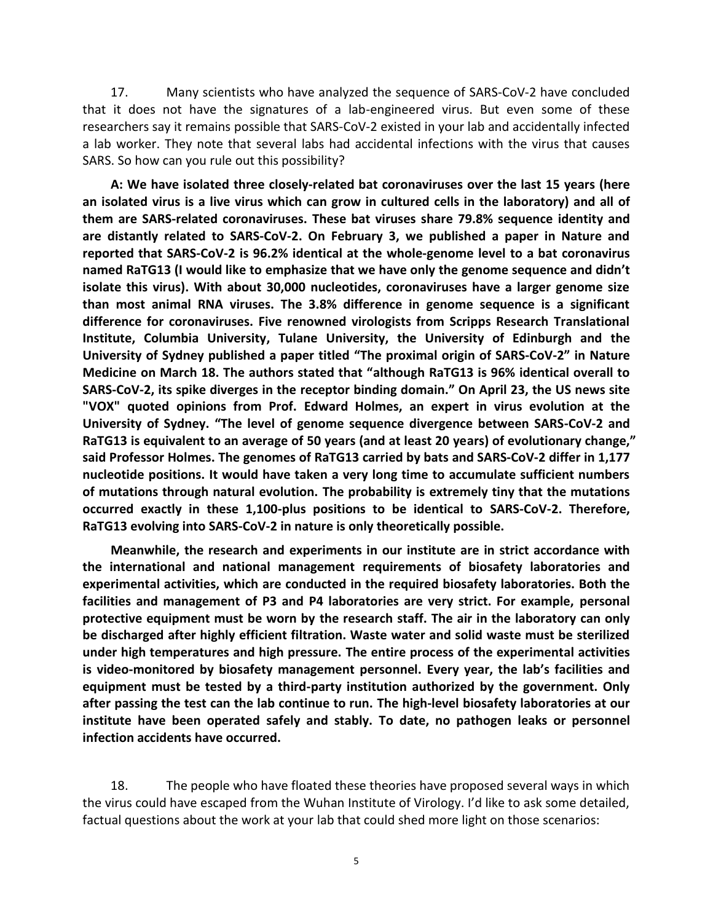17. Many scientists who have analyzed the sequence of SARS-CoV-2 have concluded that it does not have the signatures of a lab-engineered virus. But even some of these researchers say it remains possible that SARS-CoV-2 existed in your lab and accidentally infected a lab worker. They note that several labs had accidental infections with the virus that causes SARS. So how can you rule out this possibility?

**A: We have isolated three closely-related bat coronaviruses over the last 15 years (here an isolated virus is a live virus which can grow in cultured cells in the laboratory) and all of them are SARS-related coronaviruses. These bat viruses share 79.8% sequence identity and are distantly related to SARS-CoV-2. On February 3, we published a paper in Nature and reported that SARS-CoV-2 is 96.2% identical at the whole-genome level to a bat coronavirus named RaTG13 (I would like to emphasize that we have only the genome sequence and didn't isolate this virus). With about 30,000 nucleotides, coronaviruses have a larger genome size than most animal RNA viruses. The 3.8% difference in genome sequence is a significant difference for coronaviruses. Five renowned virologists from Scripps Research Translational Institute, Columbia University, Tulane University, the University of Edinburgh and the University of Sydney published a paper titled "The proximal origin of SARS-CoV-2" in Nature Medicine on March 18. The authors stated that "although RaTG13 is 96% identical overall to SARS-CoV-2, its spike diverges in the receptor binding domain." On April 23, the US news site "VOX" quoted opinions from Prof. Edward Holmes, an expert in virus evolution at the University of Sydney. "The level of genome sequence divergence between SARS-CoV-2 and RaTG13 is equivalent to an average of 50 years (and at least 20 years) of evolutionary change," said Professor Holmes. The genomes of RaTG13 carried by bats and SARS-CoV-2 differ in 1,177 nucleotide positions. It would have taken a very long time to accumulate sufficient numbers of mutations through natural evolution. The probability is extremely tiny that the mutations occurred exactly in these 1,100-plus positions to be identical to SARS-CoV-2. Therefore, RaTG13 evolving into SARS-CoV-2 in nature is only theoretically possible.**

**Meanwhile, the research and experiments in our institute are in strict accordance with the international and national management requirements of biosafety laboratories and experimental activities, which are conducted in the required biosafety laboratories. Both the facilities and management of P3 and P4 laboratories are very strict. For example, personal protective equipment must be worn by the research staff. The air in the laboratory can only be discharged after highly efficient filtration. Waste water and solid waste must be sterilized under high temperatures and high pressure. The entire process of the experimental activities is video-monitored by biosafety management personnel. Every year, the lab's facilities and equipment must be tested by a third-party institution authorized by the government. Only after passing the test can the lab continue to run. The high-level biosafety laboratories at our institute have been operated safely and stably. To date, no pathogen leaks or personnel infection accidents have occurred.**

18. The people who have floated these theories have proposed several ways in which the virus could have escaped from the Wuhan Institute of Virology. I'd like to ask some detailed, factual questions about the work at your lab that could shed more light on those scenarios: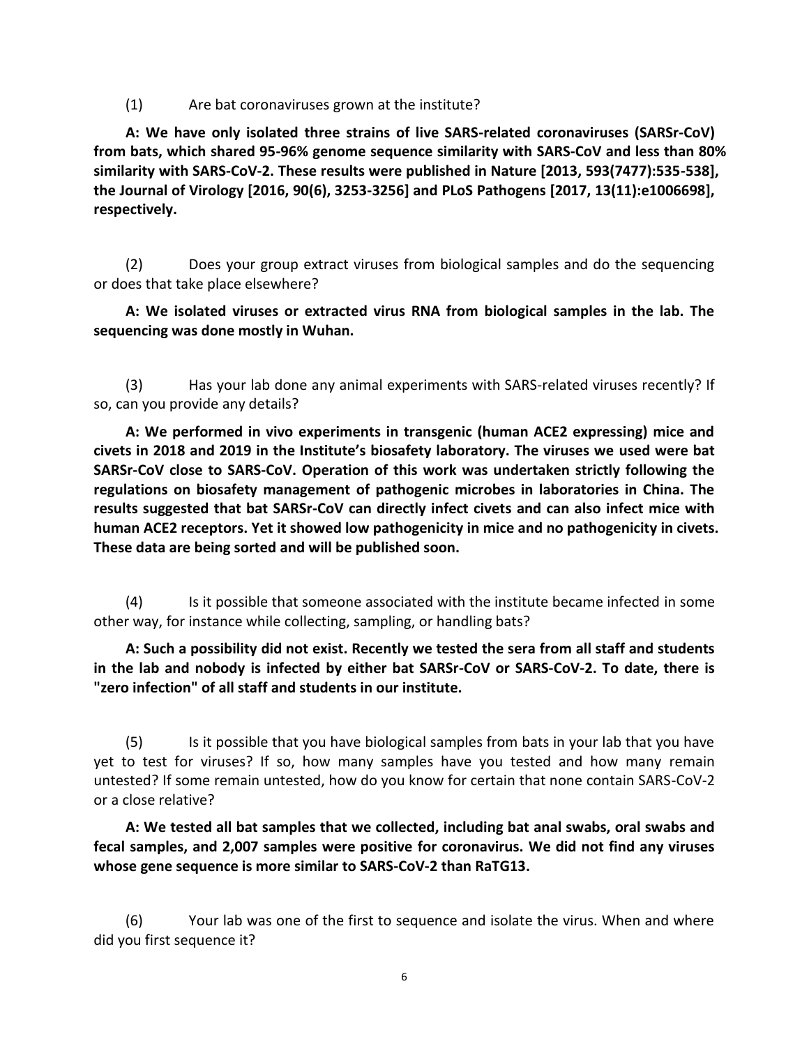(1) Are bat coronaviruses grown at the institute?

**A: We have only isolated three strains of live SARS-related coronaviruses (SARSr-CoV) from bats, which shared 95-96% genome sequence similarity with SARS-CoV and less than 80% similarity with SARS-CoV-2. These results were published in Nature [2013, 593(7477):535-538], the Journal of Virology [2016, 90(6), 3253-3256] and PLoS Pathogens [2017, 13(11):e1006698], respectively.**

(2) Does your group extract viruses from biological samples and do the sequencing or does that take place elsewhere?

**A: We isolated viruses or extracted virus RNA from biological samples in the lab. The sequencing was done mostly in Wuhan.**

(3) Has your lab done any animal experiments with SARS-related viruses recently? If so, can you provide any details?

**A: We performed in vivo experiments in transgenic (human ACE2 expressing) mice and civets in 2018 and 2019 in the Institute's biosafety laboratory. The viruses we used were bat SARSr-CoV close to SARS-CoV. Operation of this work was undertaken strictly following the regulations on biosafety management of pathogenic microbes in laboratories in China. The results suggested that bat SARSr-CoV can directly infect civets and can also infect mice with human ACE2 receptors. Yet it showed low pathogenicity in mice and no pathogenicity in civets. These data are being sorted and will be published soon.**

(4) Is it possible that someone associated with the institute became infected in some other way, for instance while collecting, sampling, or handling bats?

**A: Such a possibility did not exist. Recently we tested the sera from all staff and students in the lab and nobody is infected by either bat SARSr-CoV or SARS-CoV-2. To date, there is "zero infection" of all staff and students in our institute.**

(5) Is it possible that you have biological samples from bats in your lab that you have yet to test for viruses? If so, how many samples have you tested and how many remain untested? If some remain untested, how do you know for certain that none contain SARS-CoV-2 or a close relative?

**A: We tested all bat samples that we collected, including bat anal swabs, oral swabs and fecal samples, and 2,007 samples were positive for coronavirus. We did not find any viruses whose gene sequence is more similar to SARS-CoV-2 than RaTG13.**

(6) Your lab was one of the first to sequence and isolate the virus. When and where did you first sequence it?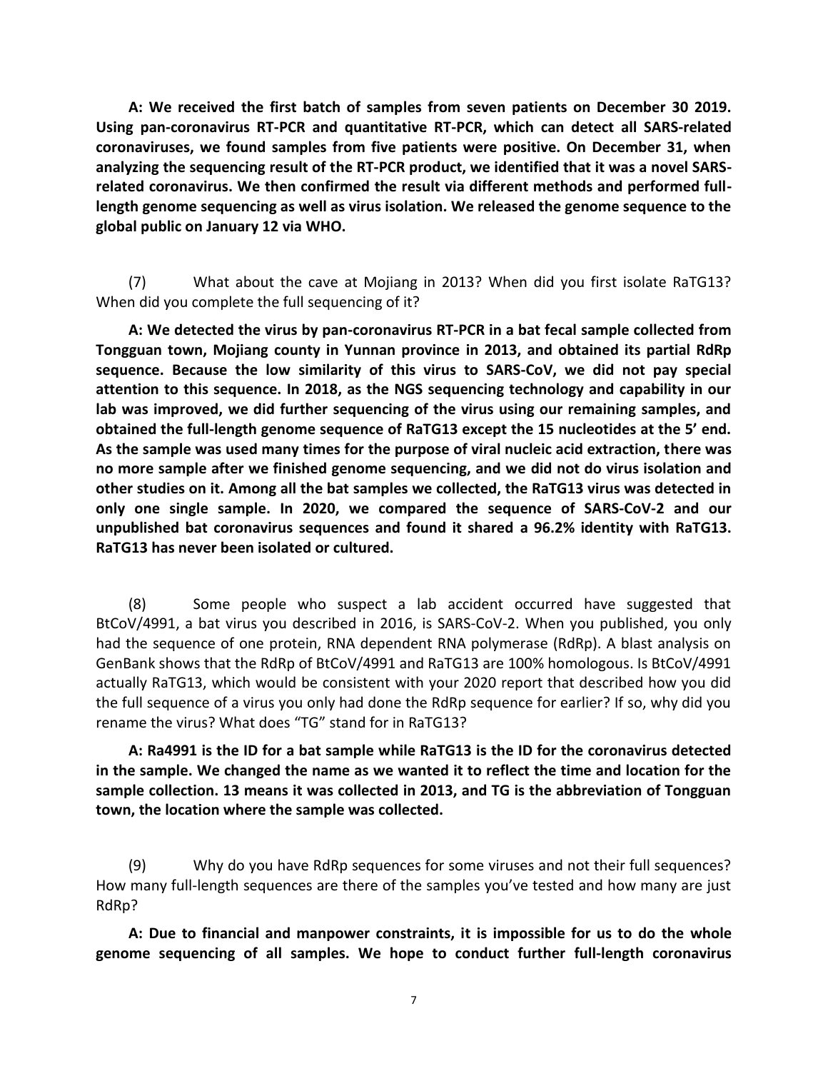**A: We received the first batch of samples from seven patients on December 30 2019. Using pan-coronavirus RT-PCR and quantitative RT-PCR, which can detect all SARS-related coronaviruses, we found samples from five patients were positive. On December 31, when analyzing the sequencing result of the RT-PCR product, we identified that it was a novel SARS-related coronavirus. We then confirmed the result via different methods and performed full-length genome sequencing as well as virus isolation. We released the genome sequence to the global public on January 12 via WHO.**

(7) What about the cave at Mojiang in 2013? When did you first isolate RaTG13? When did you complete the full sequencing of it?

**A: We detected the virus by pan-coronavirus RT-PCR in a bat fecal sample collected from Tongguan town, Mojiang county in Yunnan province in 2013, and obtained its partial RdRp sequence. Because the low similarity of this virus to SARS-CoV, we did not pay special attention to this sequence. In 2018, as the NGS sequencing technology and capability in our lab was improved, we did further sequencing of the virus using our remaining samples, and obtained the full-length genome sequence of RaTG13 except the 15 nucleotides at the 5' end. As the sample was used many times for the purpose of viral nucleic acid extraction, there was no more sample after we finished genome sequencing, and we did not do virus isolation and other studies on it. Among all the bat samples we collected, the RaTG13 virus was detected in only one single sample. In 2020, we compared the sequence of SARS-CoV-2 and our unpublished bat coronavirus sequences and found it shared a 96.2% identity with RaTG13. RaTG13 has never been isolated or cultured.**

(8) Some people who suspect a lab accident occurred have suggested that BtCoV/4991, a bat virus you described in 2016, is SARS-CoV-2. When you published, you only had the sequence of one protein, RNA dependent RNA polymerase (RdRp). A blast analysis on GenBank shows that the RdRp of BtCoV/4991 and RaTG13 are 100% homologous. Is BtCoV/4991 actually RaTG13, which would be consistent with your 2020 report that described how you did the full sequence of a virus you only had done the RdRp sequence for earlier? If so, why did you rename the virus? What does "TG" stand for in RaTG13?

**A: Ra4991 is the ID for a bat sample while RaTG13 is the ID for the coronavirus detected in the sample. We changed the name as we wanted it to reflect the time and location for the sample collection. 13 means it was collected in 2013, and TG is the abbreviation of Tongguan town, the location where the sample was collected.**

(9) Why do you have RdRp sequences for some viruses and not their full sequences? How many full-length sequences are there of the samples you've tested and how many are just RdRp?

**A: Due to financial and manpower constraints, it is impossible for us to do the whole genome sequencing of all samples. We hope to conduct further full-length coronavirus**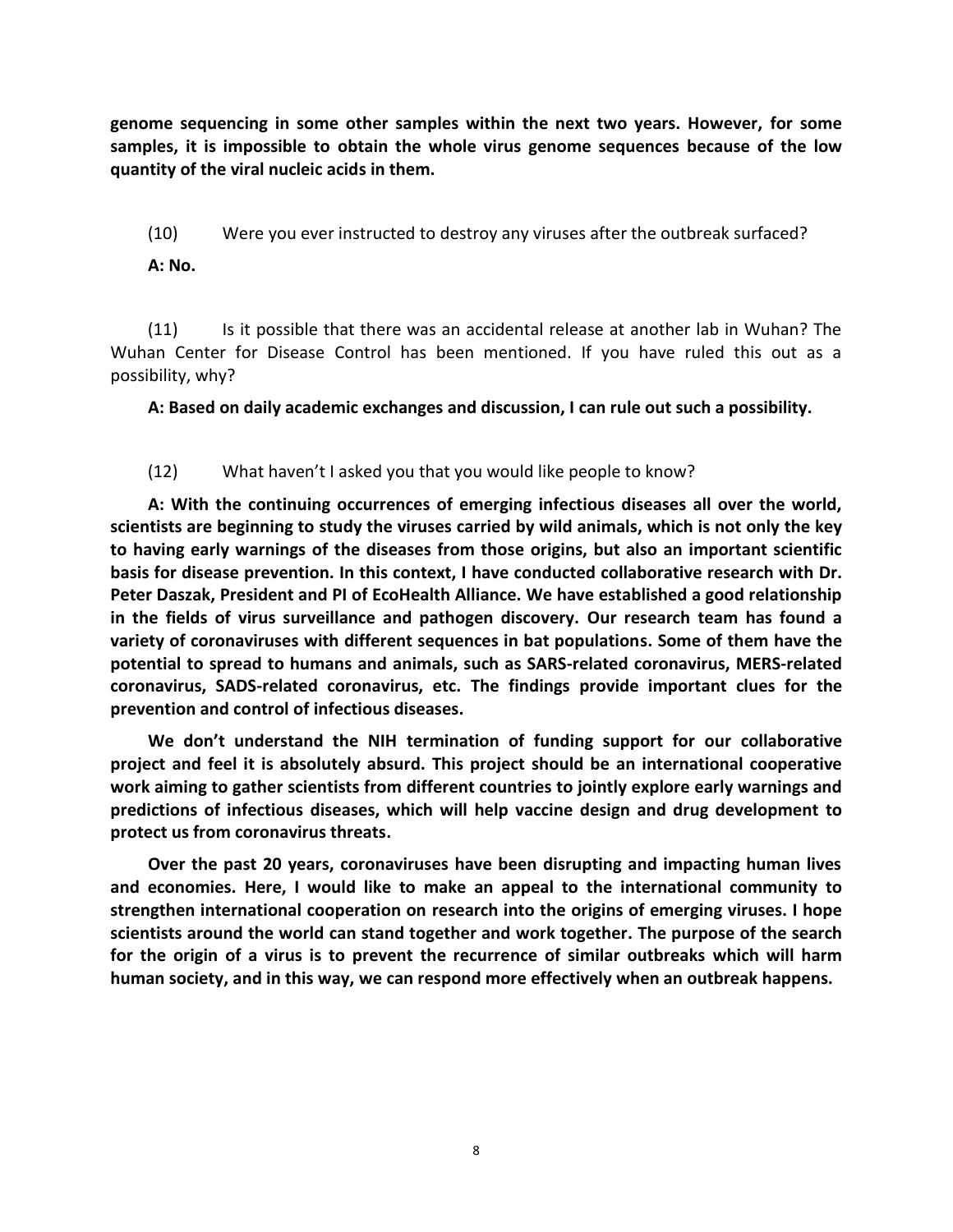**genome sequencing in some other samples within the next two years. However, for some samples, it is impossible to obtain the whole virus genome sequences because of the low quantity of the viral nucleic acids in them.**

(10) Were you ever instructed to destroy any viruses after the outbreak surfaced?

**A: No.**

(11) Is it possible that there was an accidental release at another lab in Wuhan? The Wuhan Center for Disease Control has been mentioned. If you have ruled this out as a possibility, why?

**A: Based on daily academic exchanges and discussion, I can rule out such a possibility.**

(12) What haven't I asked you that you would like people to know?

**A: With the continuing occurrences of emerging infectious diseases all over the world, scientists are beginning to study the viruses carried by wild animals, which is not only the key to having early warnings of the diseases from those origins, but also an important scientific basis for disease prevention. In this context, I have conducted collaborative research with Dr. Peter Daszak, President and PI of EcoHealth Alliance. We have established a good relationship in the fields of virus surveillance and pathogen discovery. Our research team has found a variety of coronaviruses with different sequences in bat populations. Some of them have the potential to spread to humans and animals, such as SARS-related coronavirus, MERS-related coronavirus, SADS-related coronavirus, etc. The findings provide important clues for the prevention and control of infectious diseases.**

**We don't understand the NIH termination of funding support for our collaborative project and feel it is absolutely absurd. This project should be an international cooperative work aiming to gather scientists from different countries to jointly explore early warnings and predictions of infectious diseases, which will help vaccine design and drug development to protect us from coronavirus threats.**

**Over the past 20 years, coronaviruses have been disrupting and impacting human lives and economies. Here, I would like to make an appeal to the international community to strengthen international cooperation on research into the origins of emerging viruses. I hope scientists around the world can stand together and work together. The purpose of the search for the origin of a virus is to prevent the recurrence of similar outbreaks which will harm human society, and in this way, we can respond more effectively when an outbreak happens.**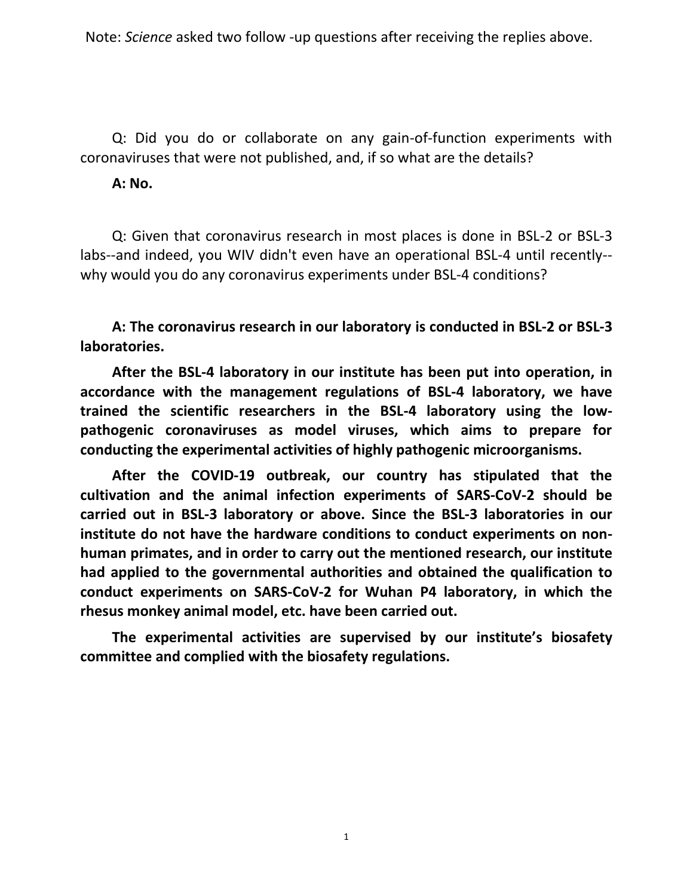Note: *Science* asked two follow -up questions after receiving the replies above.

Q: Did you do or collaborate on any gain-of-function experiments with coronaviruses that were not published, and, if so what are the details?

**A: No.**

Q: Given that coronavirus research in most places is done in BSL-2 or BSL-3 labs--and indeed, you WIV didn't even have an operational BSL-4 until recently--why would you do any coronavirus experiments under BSL-4 conditions?

**A: The coronavirus research in our laboratory is conducted in BSL-2 or BSL-3 laboratories.**

**After the BSL-4 laboratory in our institute has been put into operation, in accordance with the management regulations of BSL-4 laboratory, we have trained the scientific researchers in the BSL-4 laboratory using the low-pathogenic coronaviruses as model viruses, which aims to prepare for conducting the experimental activities of highly pathogenic microorganisms.**

**After the COVID-19 outbreak, our country has stipulated that the cultivation and the animal infection experiments of SARS-CoV-2 should be carried out in BSL-3 laboratory or above. Since the BSL-3 laboratories in our institute do not have the hardware conditions to conduct experiments on non-human primates, and in order to carry out the mentioned research, our institute had applied to the governmental authorities and obtained the qualification to conduct experiments on SARS-CoV-2 for Wuhan P4 laboratory, in which the rhesus monkey animal model, etc. have been carried out.**

**The experimental activities are supervised by our institute's biosafety committee and complied with the biosafety regulations.**